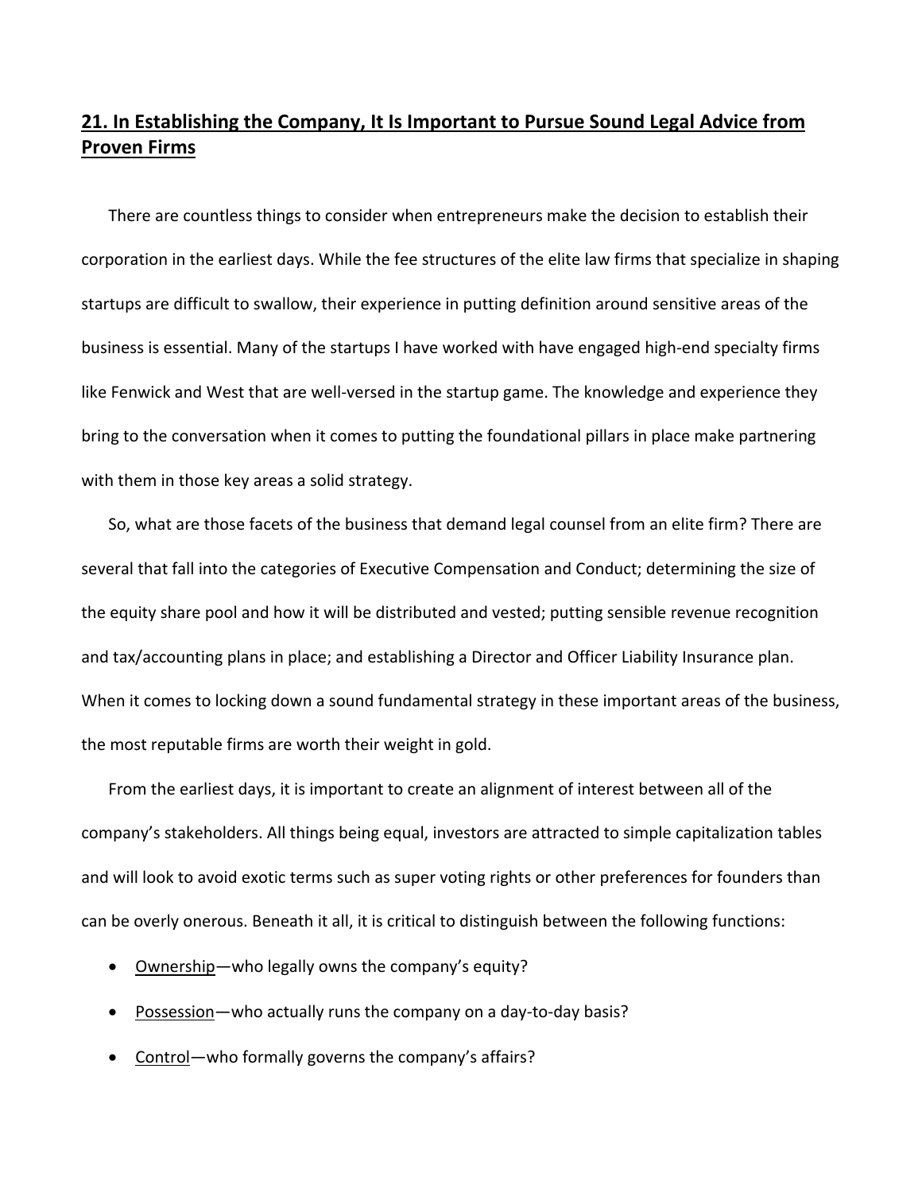## 21. In Establishing the Company, It Is Important to Pursue Sound Legal Advice from Proven Firms

There are countless things to consider when entrepreneurs make the decision to establish their corporation in the earliest days. While the fee structures of the elite law firms that specialize in shaping startups are difficult to swallow, their experience in putting definition around sensitive areas of the business is essential. Many of the startups I have worked with have engaged high-end specialty firms like Fenwick and West that are well-versed in the startup game. The knowledge and experience they bring to the conversation when it comes to putting the foundational pillars in place make partnering with them in those key areas a solid strategy.

So, what are those facets of the business that demand legal counsel from an elite firm? There are several that fall into the categories of Executive Compensation and Conduct; determining the size of the equity share pool and how it will be distributed and vested; putting sensible revenue recognition and tax/accounting plans in place; and establishing a Director and Officer Liability Insurance plan. When it comes to locking down a sound fundamental strategy in these important areas of the business, the most reputable firms are worth their weight in gold.

From the earliest days, it is important to create an alignment of interest between all of the company's stakeholders. All things being equal, investors are attracted to simple capitalization tables and will look to avoid exotic terms such as super voting rights or other preferences for founders than can be overly onerous. Beneath it all, it is critical to distinguish between the following functions:

- Ownership—who legally owns the company's equity?
- Possession—who actually runs the company on a day-to-day basis?
- Control—who formally governs the company's affairs?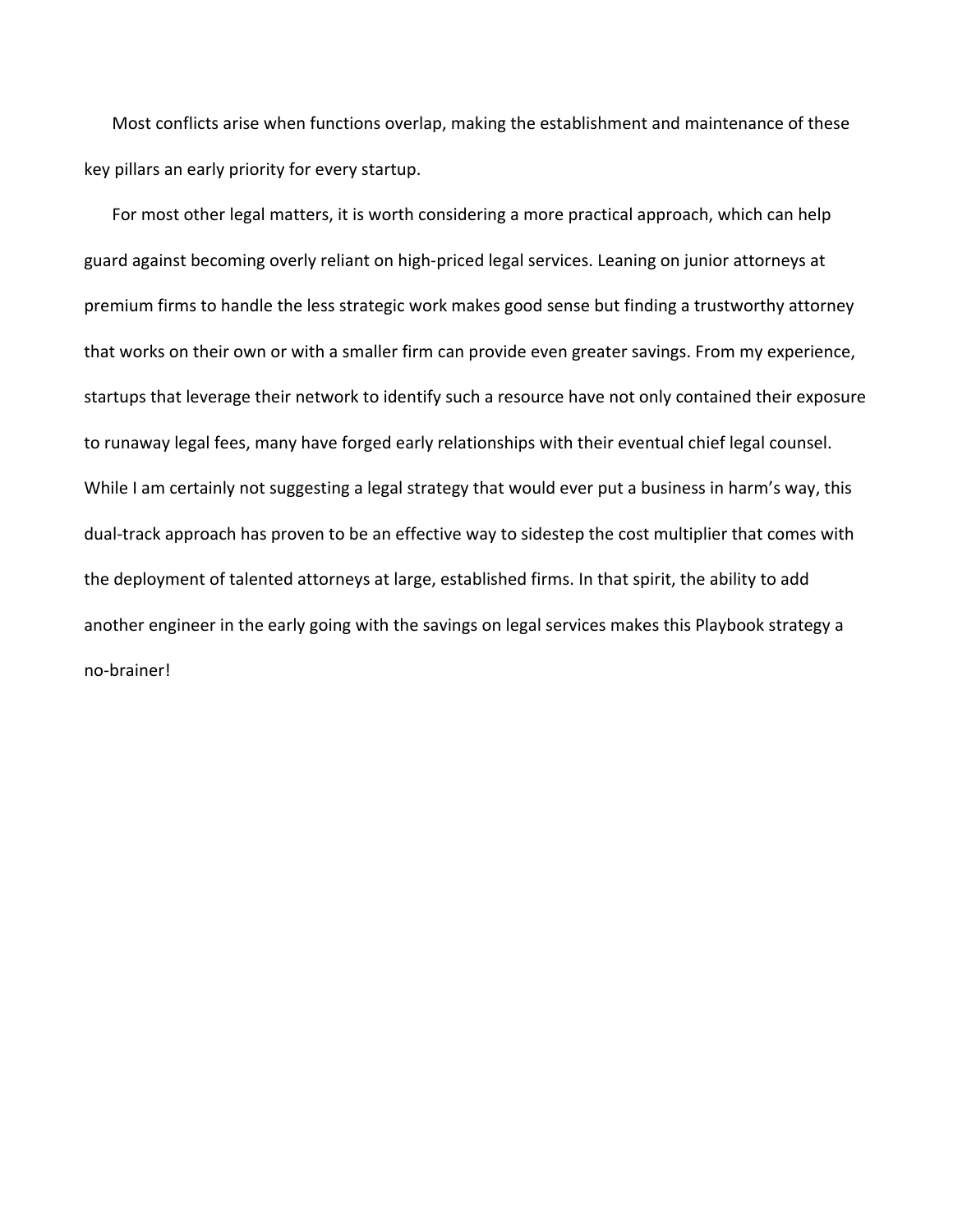Most conflicts arise when functions overlap, making the establishment and maintenance of these key pillars an early priority for every startup.

For most other legal matters, it is worth considering a more practical approach, which can help guard against becoming overly reliant on high-priced legal services. Leaning on junior attorneys at premium firms to handle the less strategic work makes good sense but finding a trustworthy attorney that works on their own or with a smaller firm can provide even greater savings. From my experience, startups that leverage their network to identify such a resource have not only contained their exposure to runaway legal fees, many have forged early relationships with their eventual chief legal counsel. While I am certainly not suggesting a legal strategy that would ever put a business in harm's way, this dual-track approach has proven to be an effective way to sidestep the cost multiplier that comes with the deployment of talented attorneys at large, established firms. In that spirit, the ability to add another engineer in the early going with the savings on legal services makes this Playbook strategy a no-brainer!